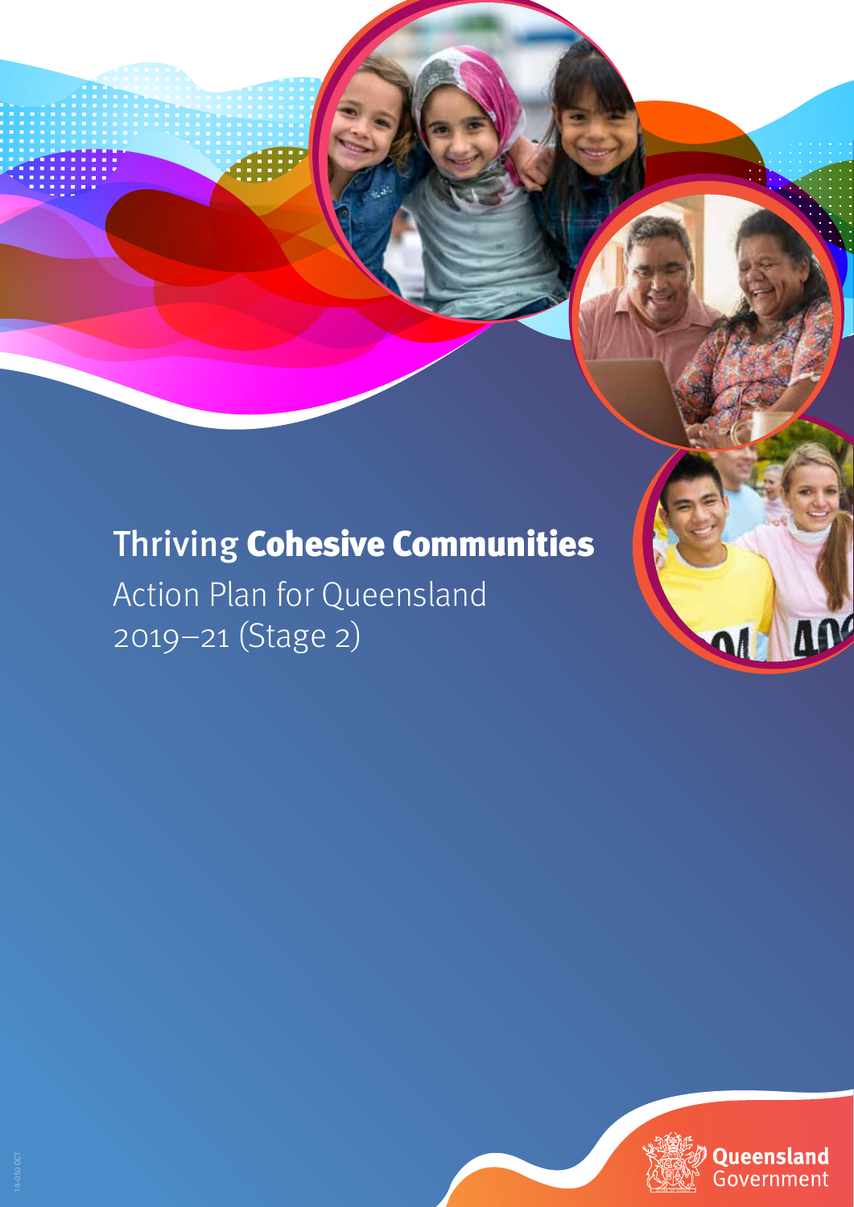# Thriving **Cohesive Communities**

Action Plan for Queensland 2019–21 (Stage 2)

Queensland Government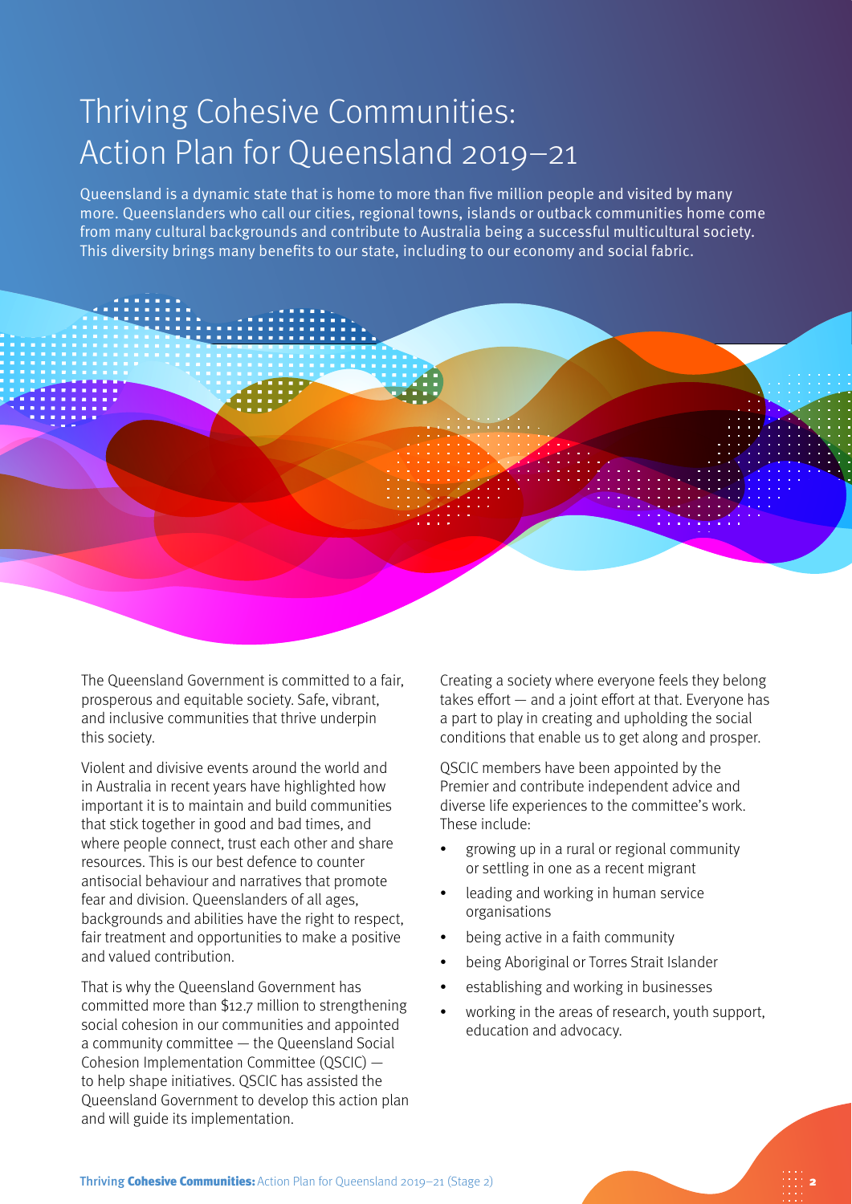# Thriving Cohesive Communities: Action Plan for Queensland 2019–21

Queensland is a dynamic state that is home to more than five million people and visited by many more. Queenslanders who call our cities, regional towns, islands or outback communities home come from many cultural backgrounds and contribute to Australia being a successful multicultural society. This diversity brings many benefits to our state, including to our economy and social fabric.

The Queensland Government is committed to a fair, prosperous and equitable society. Safe, vibrant, and inclusive communities that thrive underpin this society.

Violent and divisive events around the world and in Australia in recent years have highlighted how important it is to maintain and build communities that stick together in good and bad times, and where people connect, trust each other and share resources. This is our best defence to counter antisocial behaviour and narratives that promote fear and division. Queenslanders of all ages, backgrounds and abilities have the right to respect, fair treatment and opportunities to make a positive and valued contribution.

That is why the Queensland Government has committed more than $12.7 million to strengthening social cohesion in our communities and appointed a community committee — the Queensland Social Cohesion Implementation Committee (QSCIC) — to help shape initiatives. QSCIC has assisted the Queensland Government to develop this action plan and will guide its implementation.

Creating a society where everyone feels they belong takes effort — and a joint effort at that. Everyone has a part to play in creating and upholding the social conditions that enable us to get along and prosper.

QSCIC members have been appointed by the Premier and contribute independent advice and diverse life experiences to the committee's work. These include:

- growing up in a rural or regional community or settling in one as a recent migrant
- leading and working in human service organisations
- being active in a faith community
- being Aboriginal or Torres Strait Islander
- establishing and working in businesses
- working in the areas of research, youth support, education and advocacy.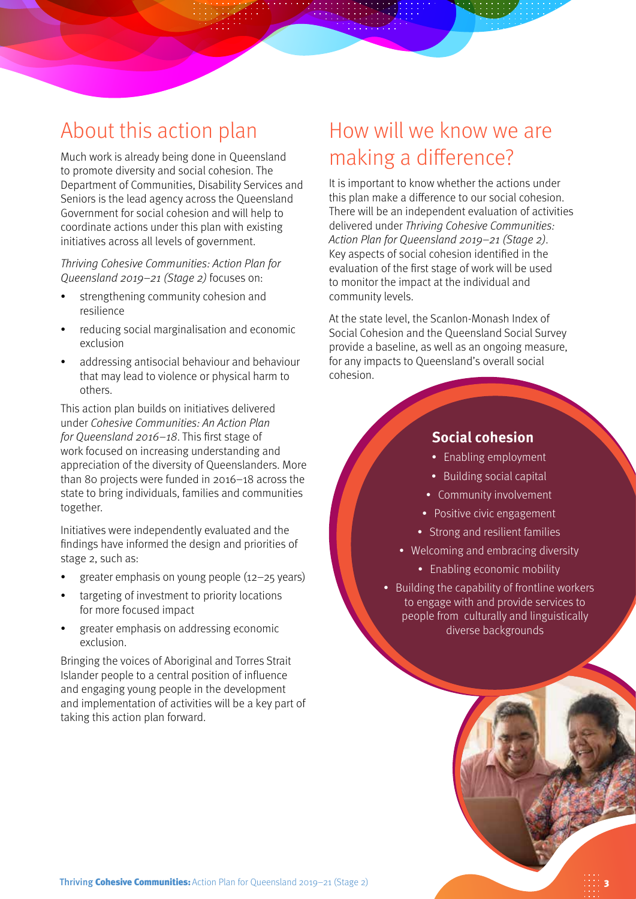## About this action plan

Much work is already being done in Queensland to promote diversity and social cohesion. The Department of Communities, Disability Services and Seniors is the lead agency across the Queensland Government for social cohesion and will help to coordinate actions under this plan with existing initiatives across all levels of government.

*Thriving Cohesive Communities: Action Plan for Queensland 2019–21 (Stage 2)* focuses on:

- strengthening community cohesion and resilience
- reducing social marginalisation and economic exclusion
- addressing antisocial behaviour and behaviour that may lead to violence or physical harm to others.

This action plan builds on initiatives delivered under *Cohesive Communities: An Action Plan for Queensland 2016–18*. This first stage of work focused on increasing understanding and appreciation of the diversity of Queenslanders. More than 80 projects were funded in 2016–18 across the state to bring individuals, families and communities together.

Initiatives were independently evaluated and the findings have informed the design and priorities of stage 2, such as:

- greater emphasis on young people (12–25 years)
- targeting of investment to priority locations for more focused impact
- greater emphasis on addressing economic exclusion.

Bringing the voices of Aboriginal and Torres Strait Islander people to a central position of influence and engaging young people in the development and implementation of activities will be a key part of taking this action plan forward.

## How will we know we are making a difference?

It is important to know whether the actions under this plan make a difference to our social cohesion. There will be an independent evaluation of activities delivered under *Thriving Cohesive Communities: Action Plan for Queensland 2019–21 (Stage 2)*. Key aspects of social cohesion identified in the evaluation of the first stage of work will be used to monitor the impact at the individual and community levels.

At the state level, the Scanlon-Monash Index of Social Cohesion and the Queensland Social Survey provide a baseline, as well as an ongoing measure, for any impacts to Queensland's overall social cohesion.

### Social cohesion

- Enabling employment
- Building social capital
- Community involvement
- Positive civic engagement
- Strong and resilient families
- Welcoming and embracing diversity
- Enabling economic mobility
- Building the capability of frontline workers to engage with and provide services to people from culturally and linguistically diverse backgrounds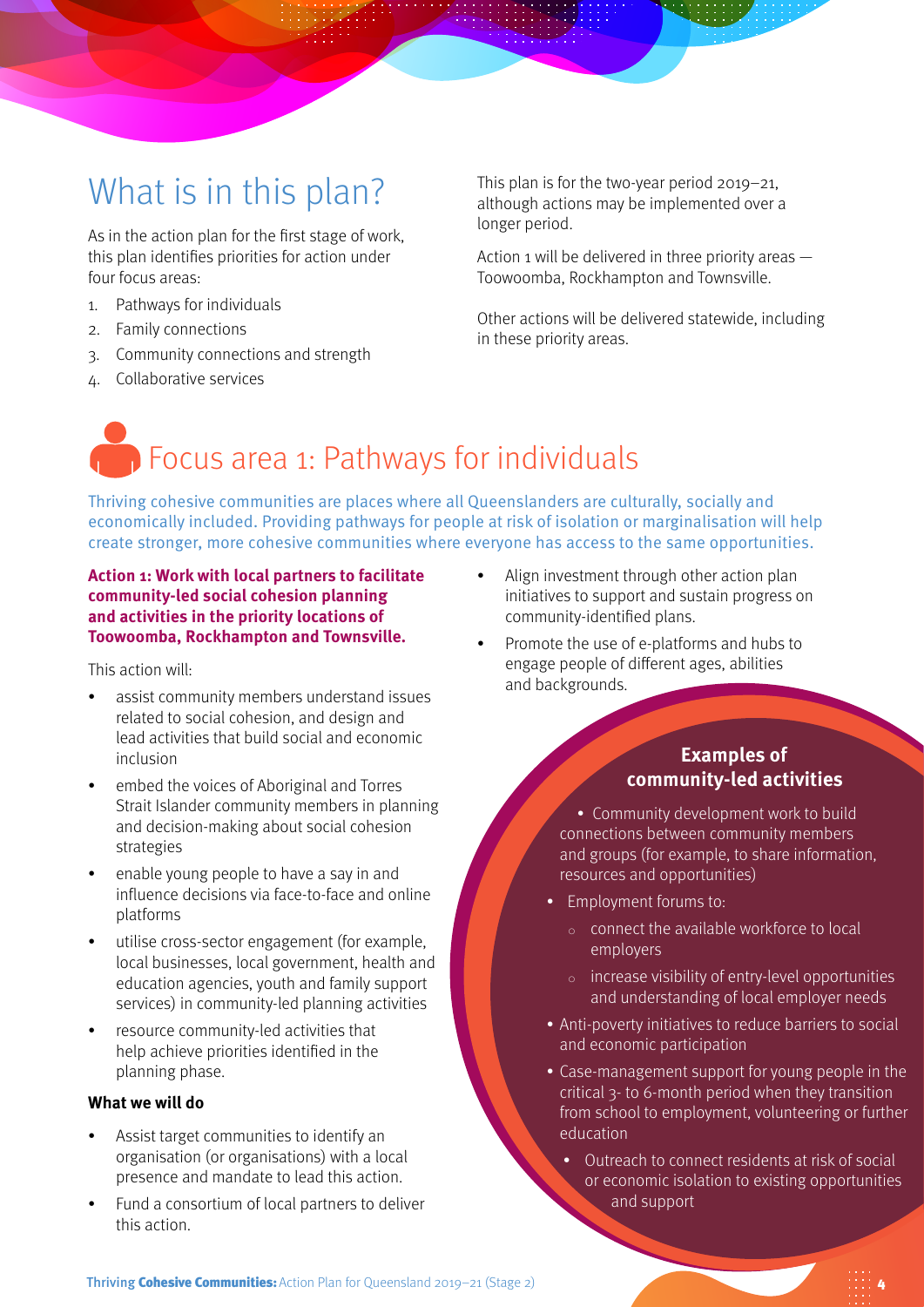# What is in this plan?

As in the action plan for the first stage of work, this plan identifies priorities for action under four focus areas:

1. Pathways for individuals
2. Family connections
3. Community connections and strength
4. Collaborative services

This plan is for the two-year period 2019–21, although actions may be implemented over a longer period.

Action 1 will be delivered in three priority areas — Toowoomba, Rockhampton and Townsville.

Other actions will be delivered statewide, including in these priority areas.

# Focus area 1: Pathways for individuals

Thriving cohesive communities are places where all Queenslanders are culturally, socially and economically included. Providing pathways for people at risk of isolation or marginalisation will help create stronger, more cohesive communities where everyone has access to the same opportunities.

**Action 1: Work with local partners to facilitate community-led social cohesion planning and activities in the priority locations of Toowoomba, Rockhampton and Townsville.**

This action will:

- assist community members understand issues related to social cohesion, and design and lead activities that build social and economic inclusion
- embed the voices of Aboriginal and Torres Strait Islander community members in planning and decision-making about social cohesion strategies
- enable young people to have a say in and influence decisions via face-to-face and online platforms
- utilise cross-sector engagement (for example, local businesses, local government, health and education agencies, youth and family support services) in community-led planning activities
- resource community-led activities that help achieve priorities identified in the planning phase.

**What we will do**

- Assist target communities to identify an organisation (or organisations) with a local presence and mandate to lead this action.
- Fund a consortium of local partners to deliver this action.
- Align investment through other action plan initiatives to support and sustain progress on community-identified plans.
- Promote the use of e-platforms and hubs to engage people of different ages, abilities and backgrounds.

### Examples of community-led activities

- Community development work to build connections between community members and groups (for example, to share information, resources and opportunities)
- Employment forums to:
  - connect the available workforce to local employers
  - increase visibility of entry-level opportunities and understanding of local employer needs
- Anti-poverty initiatives to reduce barriers to social and economic participation
- Case-management support for young people in the critical 3- to 6-month period when they transition from school to employment, volunteering or further education
- Outreach to connect residents at risk of social or economic isolation to existing opportunities and support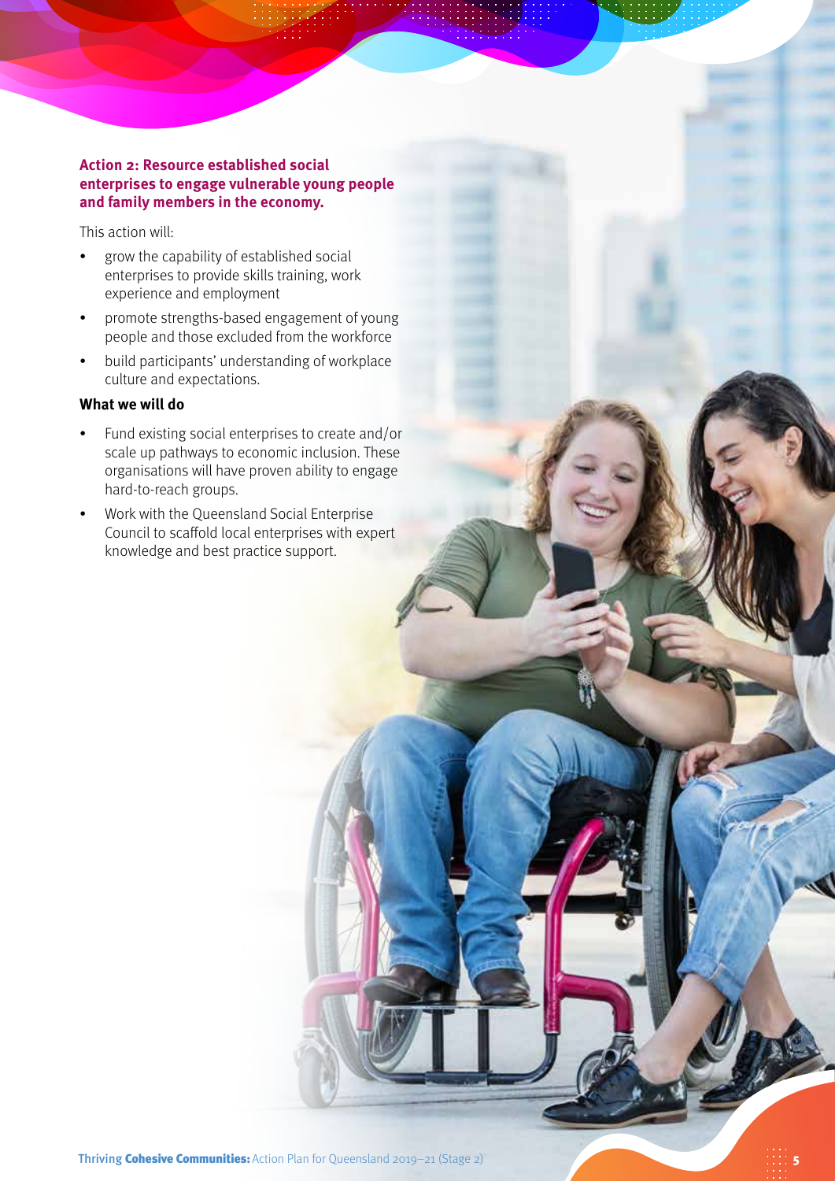### Action 2: Resource established social enterprises to engage vulnerable young people and family members in the economy.

This action will:

- grow the capability of established social enterprises to provide skills training, work experience and employment
- promote strengths-based engagement of young people and those excluded from the workforce
- build participants' understanding of workplace culture and expectations.

**What we will do**

- Fund existing social enterprises to create and/or scale up pathways to economic inclusion. These organisations will have proven ability to engage hard-to-reach groups.
- Work with the Queensland Social Enterprise Council to scaffold local enterprises with expert knowledge and best practice support.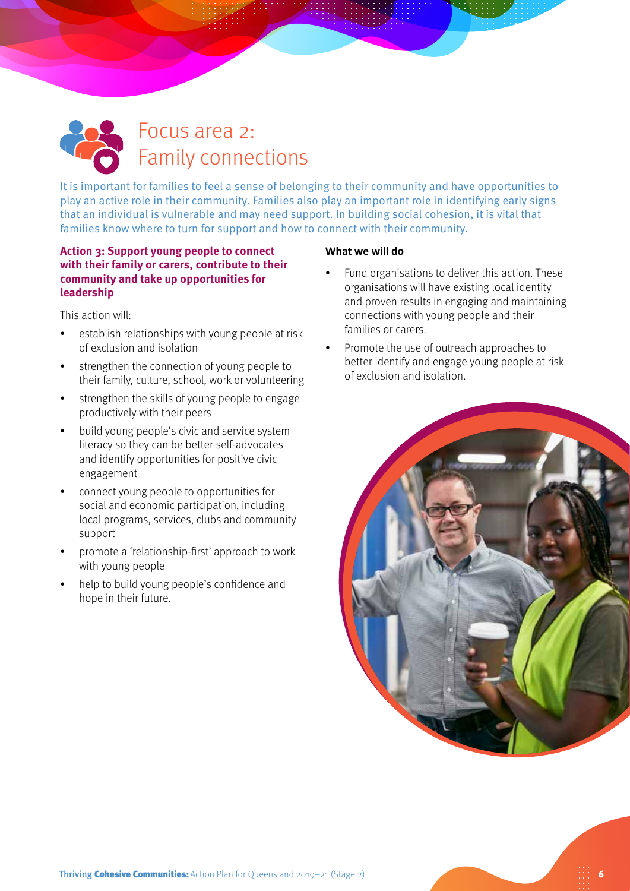# Focus area 2: Family connections

It is important for families to feel a sense of belonging to their community and have opportunities to play an active role in their community. Families also play an important role in identifying early signs that an individual is vulnerable and may need support. In building social cohesion, it is vital that families know where to turn for support and how to connect with their community.

### Action 3: Support young people to connect with their family or carers, contribute to their community and take up opportunities for leadership

This action will:

- establish relationships with young people at risk of exclusion and isolation
- strengthen the connection of young people to their family, culture, school, work or volunteering
- strengthen the skills of young people to engage productively with their peers
- build young people's civic and service system literacy so they can be better self-advocates and identify opportunities for positive civic engagement
- connect young people to opportunities for social and economic participation, including local programs, services, clubs and community support
- promote a 'relationship-first' approach to work with young people
- help to build young people's confidence and hope in their future.

**What we will do**

- Fund organisations to deliver this action. These organisations will have existing local identity and proven results in engaging and maintaining connections with young people and their families or carers.
- Promote the use of outreach approaches to better identify and engage young people at risk of exclusion and isolation.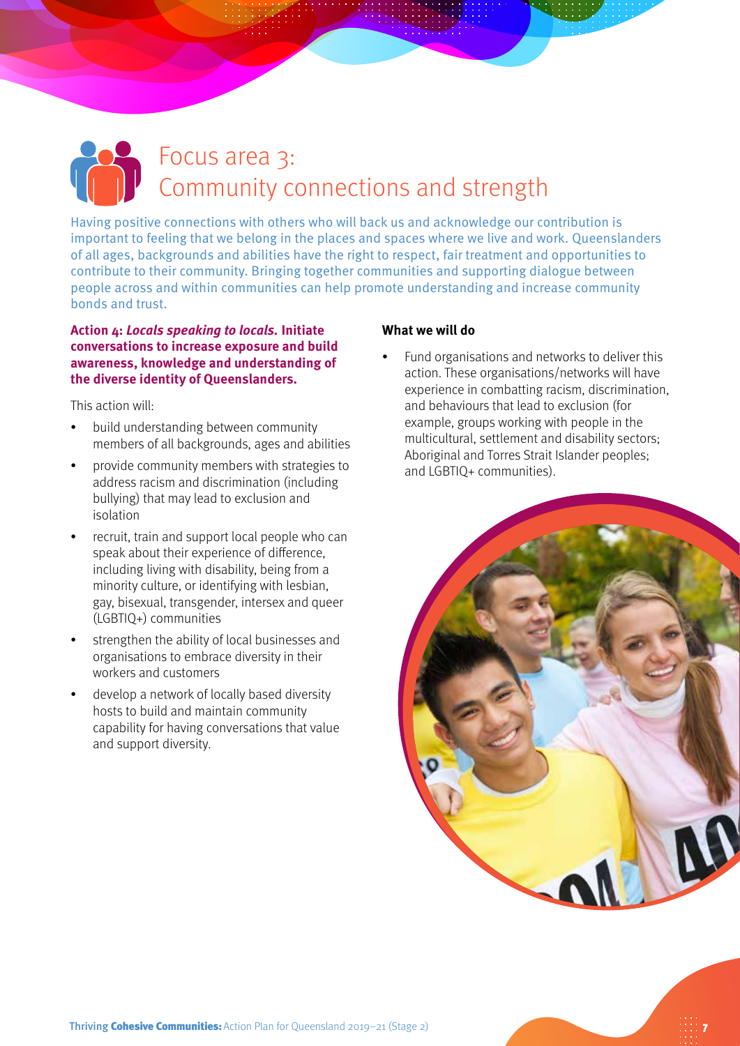# Focus area 3: Community connections and strength

Having positive connections with others who will back us and acknowledge our contribution is important to feeling that we belong in the places and spaces where we live and work. Queenslanders of all ages, backgrounds and abilities have the right to respect, fair treatment and opportunities to contribute to their community. Bringing together communities and supporting dialogue between people across and within communities can help promote understanding and increase community bonds and trust.

**Action 4: *Locals speaking to locals.* Initiate conversations to increase exposure and build awareness, knowledge and understanding of the diverse identity of Queenslanders.**

This action will:

- build understanding between community members of all backgrounds, ages and abilities
- provide community members with strategies to address racism and discrimination (including bullying) that may lead to exclusion and isolation
- recruit, train and support local people who can speak about their experience of difference, including living with disability, being from a minority culture, or identifying with lesbian, gay, bisexual, transgender, intersex and queer (LGBTIQ+) communities
- strengthen the ability of local businesses and organisations to embrace diversity in their workers and customers
- develop a network of locally based diversity hosts to build and maintain community capability for having conversations that value and support diversity.

**What we will do**

- Fund organisations and networks to deliver this action. These organisations/networks will have experience in combatting racism, discrimination, and behaviours that lead to exclusion (for example, groups working with people in the multicultural, settlement and disability sectors; Aboriginal and Torres Strait Islander peoples; and LGBTIQ+ communities).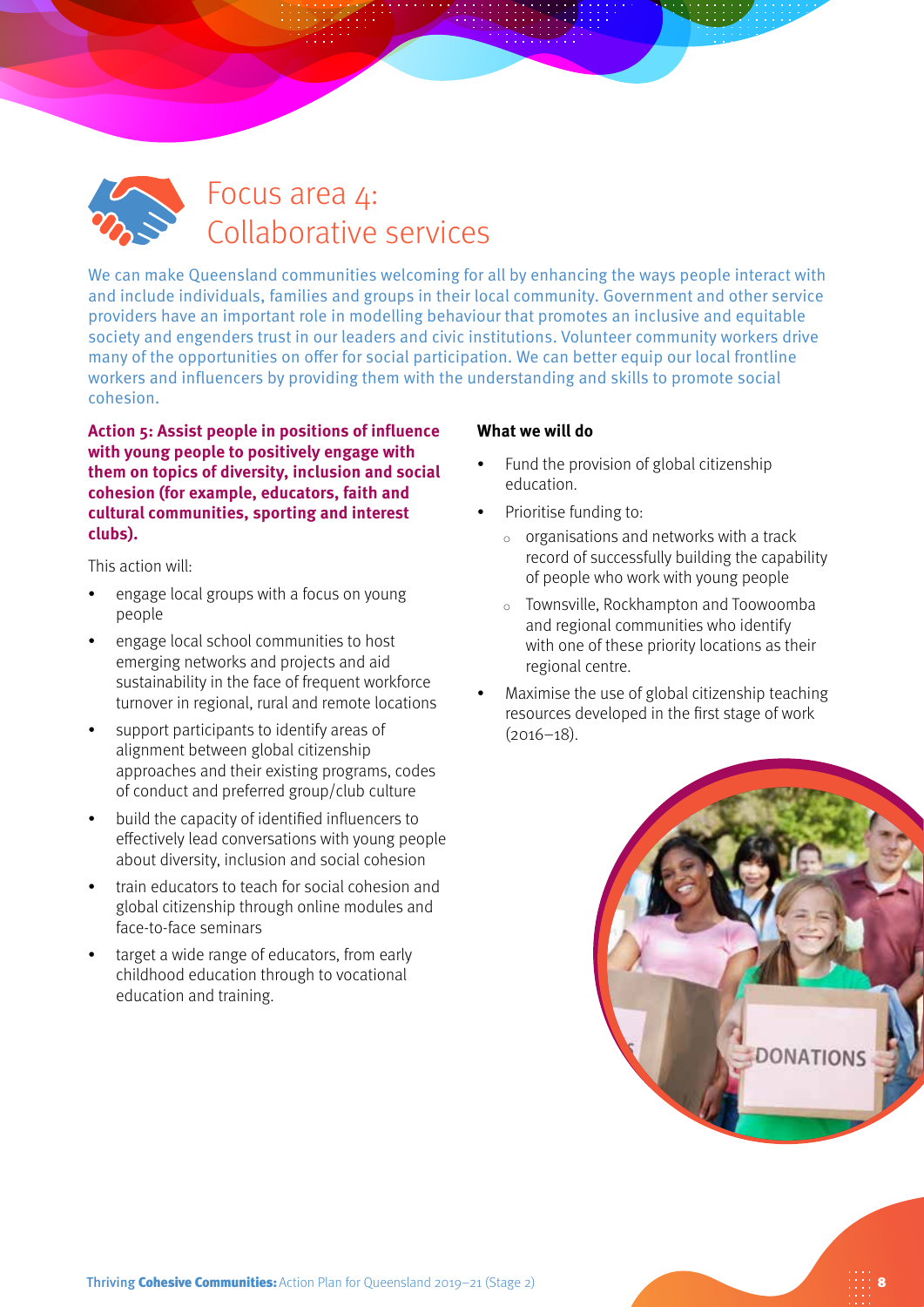# Focus area 4: Collaborative services

We can make Queensland communities welcoming for all by enhancing the ways people interact with and include individuals, families and groups in their local community. Government and other service providers have an important role in modelling behaviour that promotes an inclusive and equitable society and engenders trust in our leaders and civic institutions. Volunteer community workers drive many of the opportunities on offer for social participation. We can better equip our local frontline workers and influencers by providing them with the understanding and skills to promote social cohesion.

**Action 5: Assist people in positions of influence with young people to positively engage with them on topics of diversity, inclusion and social cohesion (for example, educators, faith and cultural communities, sporting and interest clubs).**

This action will:

- engage local groups with a focus on young people
- engage local school communities to host emerging networks and projects and aid sustainability in the face of frequent workforce turnover in regional, rural and remote locations
- support participants to identify areas of alignment between global citizenship approaches and their existing programs, codes of conduct and preferred group/club culture
- build the capacity of identified influencers to effectively lead conversations with young people about diversity, inclusion and social cohesion
- train educators to teach for social cohesion and global citizenship through online modules and face-to-face seminars
- target a wide range of educators, from early childhood education through to vocational education and training.

**What we will do**

- Fund the provision of global citizenship education.
- Prioritise funding to:
  - organisations and networks with a track record of successfully building the capability of people who work with young people
  - Townsville, Rockhampton and Toowoomba and regional communities who identify with one of these priority locations as their regional centre.
- Maximise the use of global citizenship teaching resources developed in the first stage of work (2016–18).